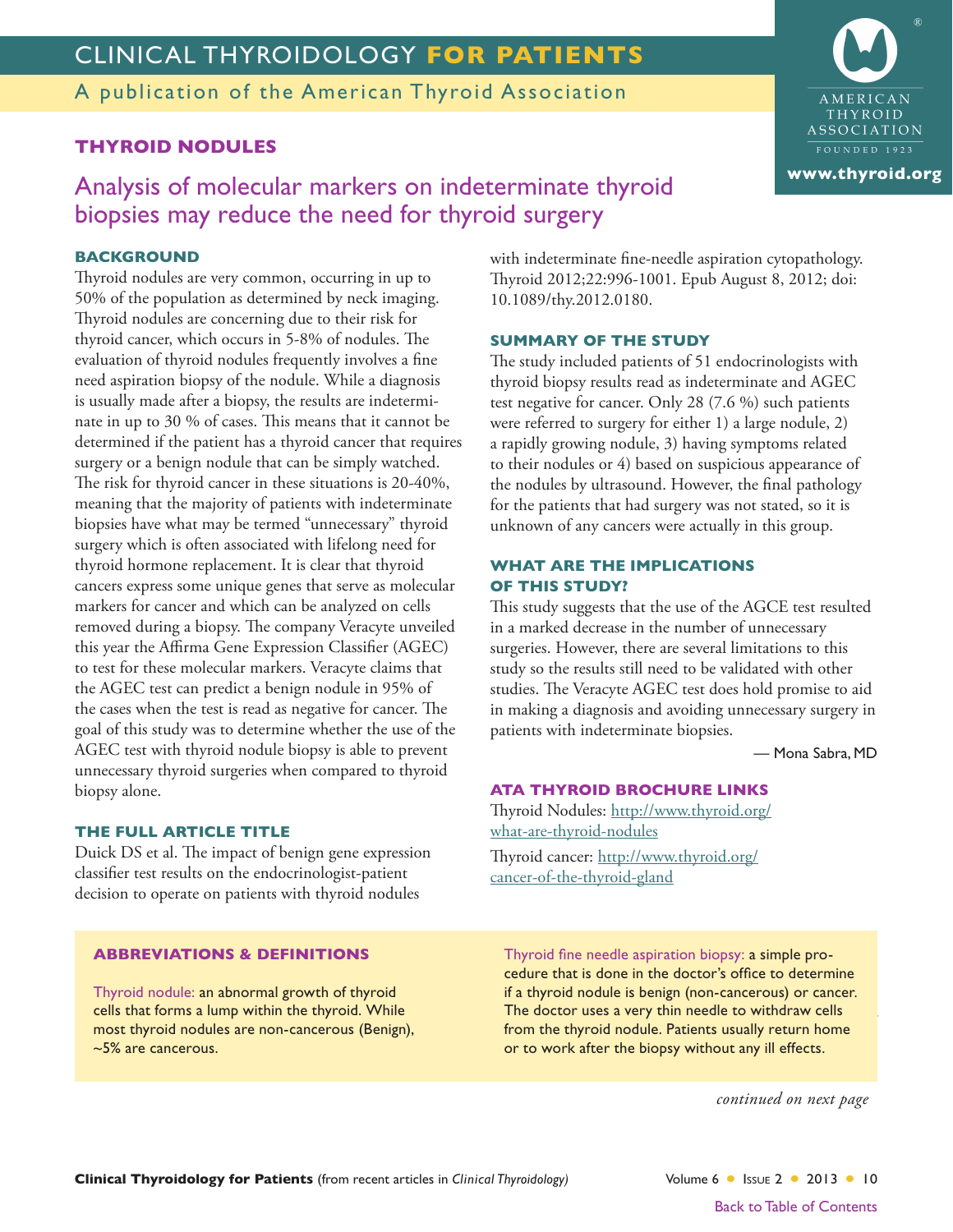# CLINICAL THYROIDOLOGY FOR PATIENTS

A publication of the American Thyroid Association

www.thyroid.org

## THYROID NODULES

## Analysis of molecular markers on indeterminate thyroid biopsies may reduce the need for thyroid surgery

### BACKGROUND

Thyroid nodules are very common, occurring in up to 50% of the population as determined by neck imaging. Thyroid nodules are concerning due to their risk for thyroid cancer, which occurs in 5-8% of nodules. The evaluation of thyroid nodules frequently involves a fine need aspiration biopsy of the nodule. While a diagnosis is usually made after a biopsy, the results are indeterminate in up to 30 % of cases. This means that it cannot be determined if the patient has a thyroid cancer that requires surgery or a benign nodule that can be simply watched. The risk for thyroid cancer in these situations is 20-40%, meaning that the majority of patients with indeterminate biopsies have what may be termed "unnecessary" thyroid surgery which is often associated with lifelong need for thyroid hormone replacement. It is clear that thyroid cancers express some unique genes that serve as molecular markers for cancer and which can be analyzed on cells removed during a biopsy. The company Veracyte unveiled this year the Affirma Gene Expression Classifier (AGEC) to test for these molecular markers. Veracyte claims that the AGEC test can predict a benign nodule in 95% of the cases when the test is read as negative for cancer. The goal of this study was to determine whether the use of the AGEC test with thyroid nodule biopsy is able to prevent unnecessary thyroid surgeries when compared to thyroid biopsy alone.

### THE FULL ARTICLE TITLE

Duick DS et al. The impact of benign gene expression classifier test results on the endocrinologist-patient decision to operate on patients with thyroid nodules with indeterminate fine-needle aspiration cytopathology. Thyroid 2012;22:996-1001. Epub August 8, 2012; doi: 10.1089/thy.2012.0180.

### SUMMARY OF THE STUDY

The study included patients of 51 endocrinologists with thyroid biopsy results read as indeterminate and AGEC test negative for cancer. Only 28 (7.6 %) such patients were referred to surgery for either 1) a large nodule, 2) a rapidly growing nodule, 3) having symptoms related to their nodules or 4) based on suspicious appearance of the nodules by ultrasound. However, the final pathology for the patients that had surgery was not stated, so it is unknown of any cancers were actually in this group.

### WHAT ARE THE IMPLICATIONS OF THIS STUDY?

This study suggests that the use of the AGCE test resulted in a marked decrease in the number of unnecessary surgeries. However, there are several limitations to this study so the results still need to be validated with other studies. The Veracyte AGEC test does hold promise to aid in making a diagnosis and avoiding unnecessary surgery in patients with indeterminate biopsies.

— Mona Sabra, MD

### ATA THYROID BROCHURE LINKS

Thyroid Nodules: http://www.thyroid.org/what-are-thyroid-nodules

Thyroid cancer: http://www.thyroid.org/cancer-of-the-thyroid-gland

### ABBREVIATIONS & DEFINITIONS

Thyroid nodule: an abnormal growth of thyroid cells that forms a lump within the thyroid. While most thyroid nodules are non-cancerous (Benign), ~5% are cancerous.

Thyroid fine needle aspiration biopsy: a simple procedure that is done in the doctor's office to determine if a thyroid nodule is benign (non-cancerous) or cancer. The doctor uses a very thin needle to withdraw cells from the thyroid nodule. Patients usually return home or to work after the biopsy without any ill effects.

*continued on next page*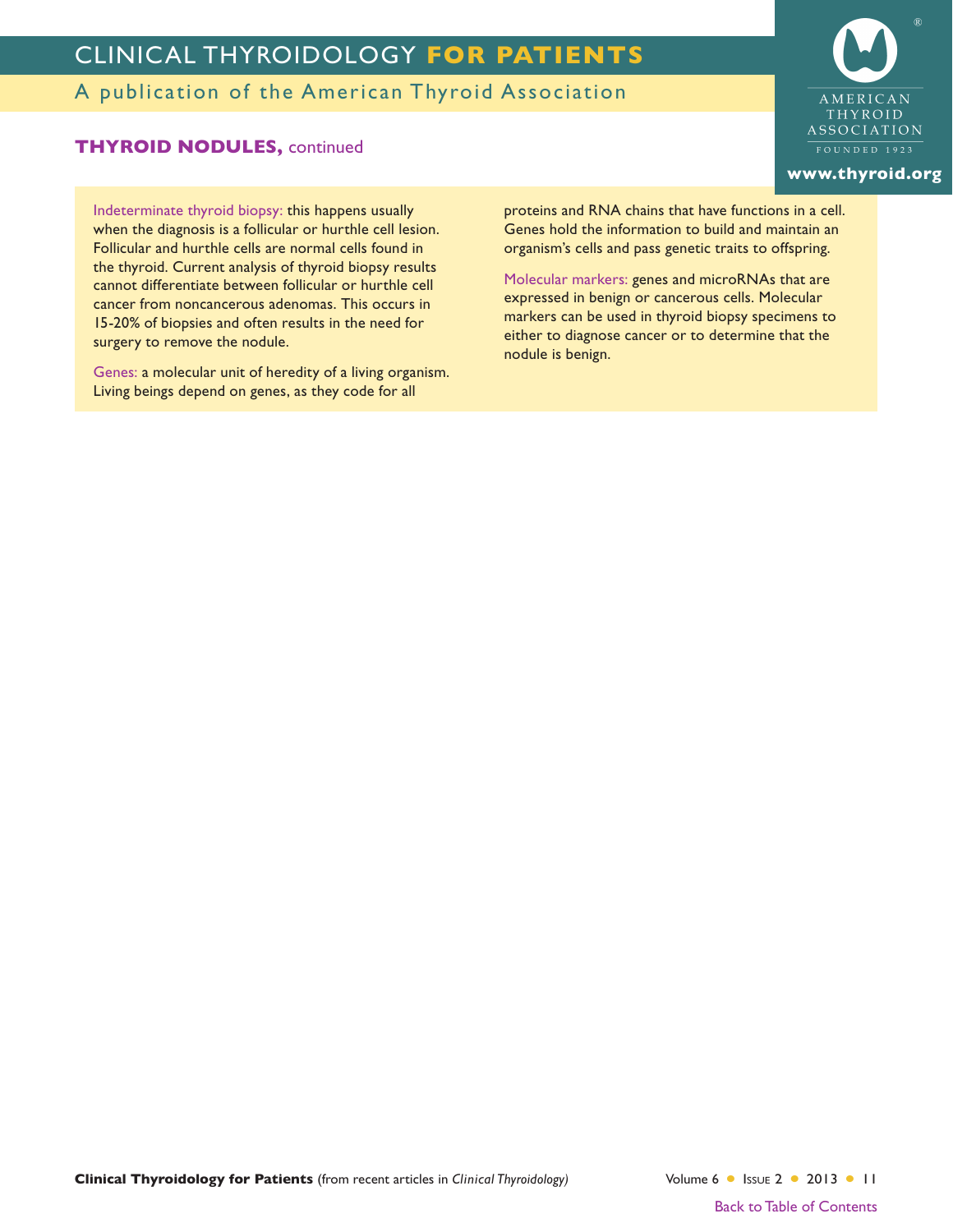## THYROID NODULES, continued

Indeterminate thyroid biopsy: this happens usually when the diagnosis is a follicular or hurthle cell lesion. Follicular and hurthle cells are normal cells found in the thyroid. Current analysis of thyroid biopsy results cannot differentiate between follicular or hurthle cell cancer from noncancerous adenomas. This occurs in 15-20% of biopsies and often results in the need for surgery to remove the nodule.

Genes: a molecular unit of heredity of a living organism. Living beings depend on genes, as they code for all proteins and RNA chains that have functions in a cell. Genes hold the information to build and maintain an organism's cells and pass genetic traits to offspring.

Molecular markers: genes and microRNAs that are expressed in benign or cancerous cells. Molecular markers can be used in thyroid biopsy specimens to either to diagnose cancer or to determine that the nodule is benign.